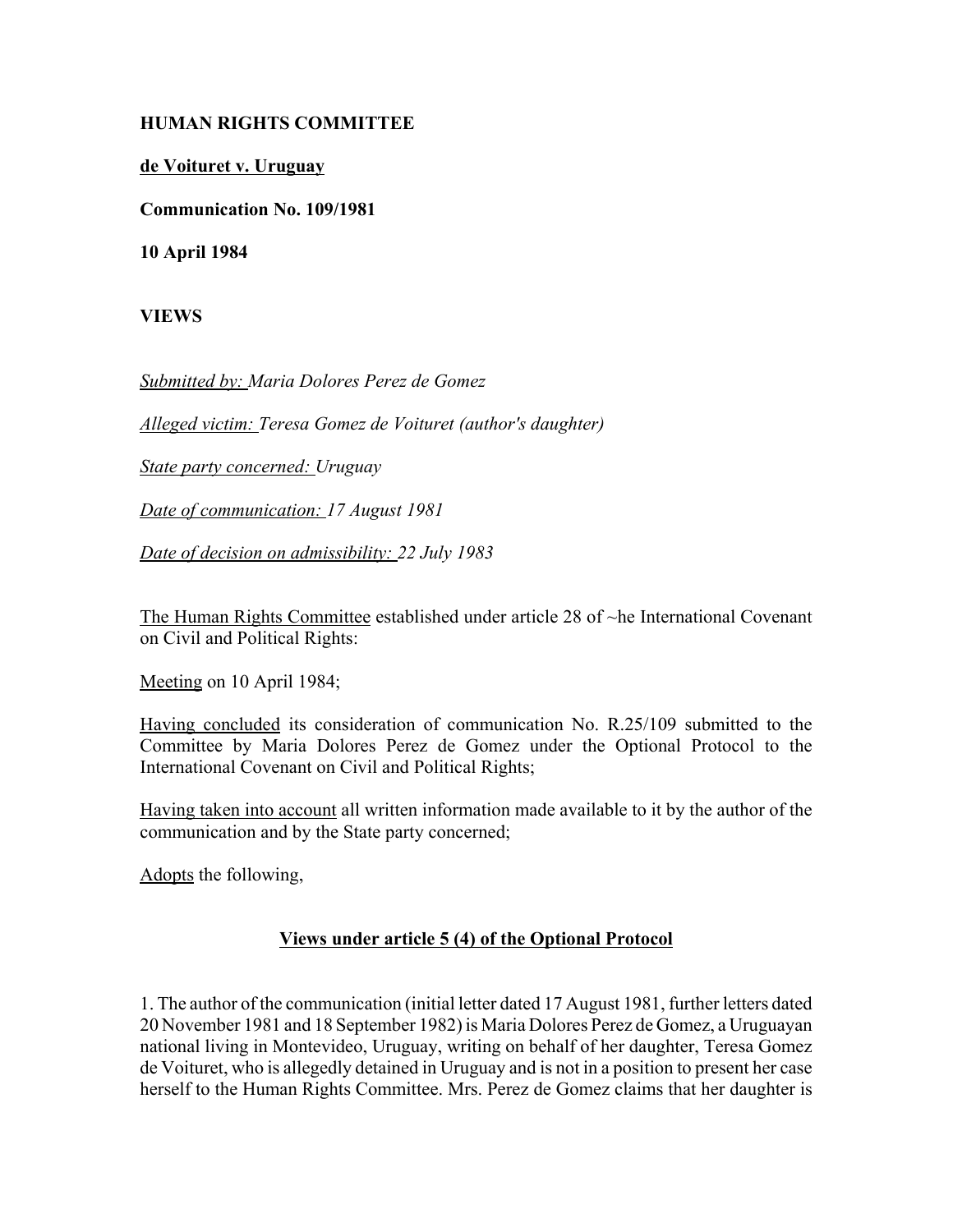**HUMAN RIGHTS COMMITTEE**

**de Voituret v. Uruguay**

**Communication No. 109/1981**

**10 April 1984**

**VIEWS**

*Submitted by: Maria Dolores Perez de Gomez*

*Alleged victim: Teresa Gomez de Voituret (author's daughter)*

*State party concerned: Uruguay*

*Date of communication: 17 August 1981*

*Date of decision on admissibility: 22 July 1983*

The Human Rights Committee established under article 28 of ~he International Covenant on Civil and Political Rights:

Meeting on 10 April 1984;

Having concluded its consideration of communication No. R.25/109 submitted to the Committee by Maria Dolores Perez de Gomez under the Optional Protocol to the International Covenant on Civil and Political Rights;

Having taken into account all written information made available to it by the author of the communication and by the State party concerned;

Adopts the following,

**Views under article 5 (4) of the Optional Protocol**

1. The author of the communication (initial letter dated 17 August 1981, further letters dated 20 November 1981 and 18 September 1982) is Maria Dolores Perez de Gomez, a Uruguayan national living in Montevideo, Uruguay, writing on behalf of her daughter, Teresa Gomez de Voituret, who is allegedly detained in Uruguay and is not in a position to present her case herself to the Human Rights Committee. Mrs. Perez de Gomez claims that her daughter is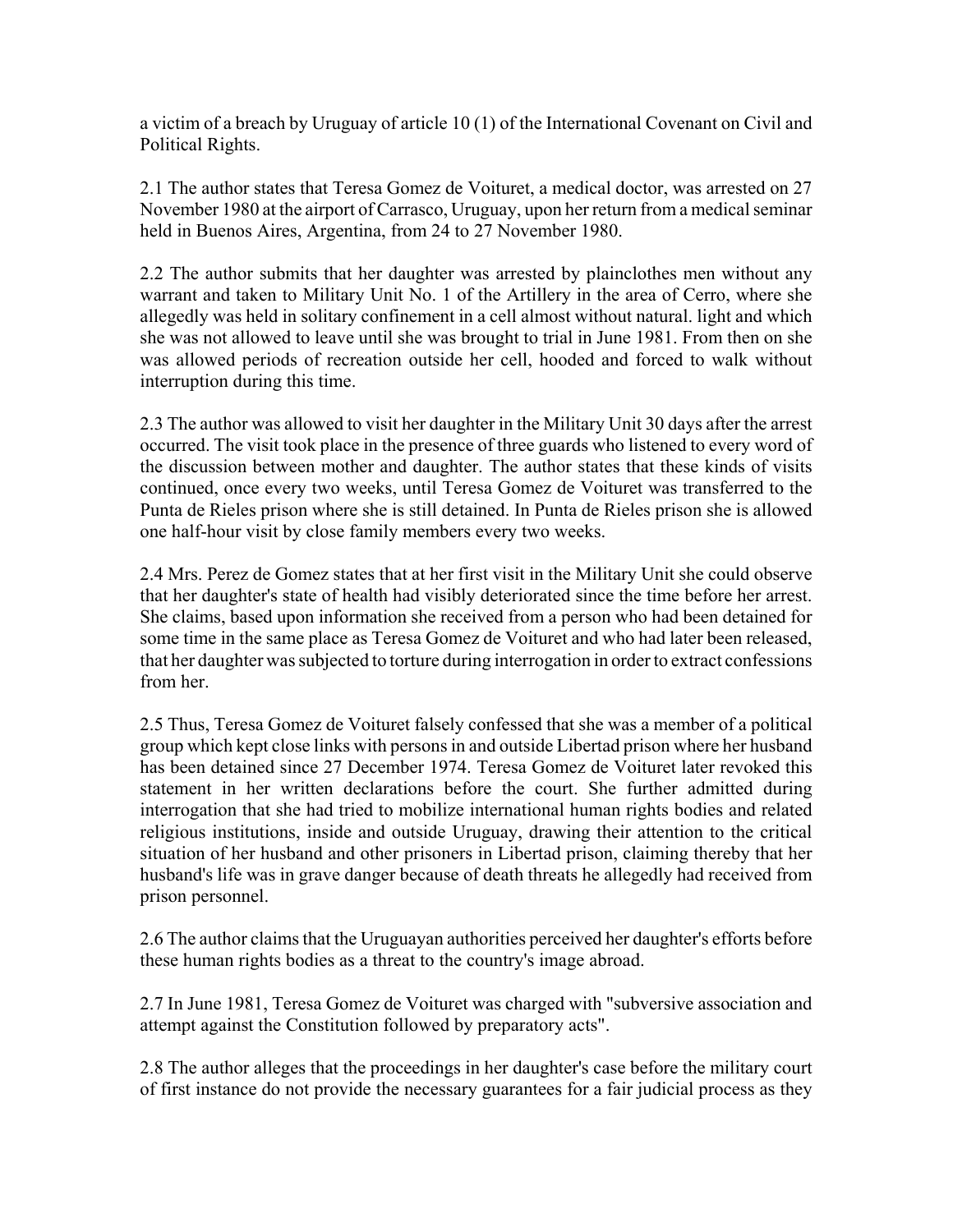a victim of a breach by Uruguay of article 10 (1) of the International Covenant on Civil and Political Rights.

2.1 The author states that Teresa Gomez de Voituret, a medical doctor, was arrested on 27 November 1980 at the airport of Carrasco, Uruguay, upon her return from a medical seminar held in Buenos Aires, Argentina, from 24 to 27 November 1980.

2.2 The author submits that her daughter was arrested by plainclothes men without any warrant and taken to Military Unit No. 1 of the Artillery in the area of Cerro, where she allegedly was held in solitary confinement in a cell almost without natural. light and which she was not allowed to leave until she was brought to trial in June 1981. From then on she was allowed periods of recreation outside her cell, hooded and forced to walk without interruption during this time.

2.3 The author was allowed to visit her daughter in the Military Unit 30 days after the arrest occurred. The visit took place in the presence of three guards who listened to every word of the discussion between mother and daughter. The author states that these kinds of visits continued, once every two weeks, until Teresa Gomez de Voituret was transferred to the Punta de Rieles prison where she is still detained. In Punta de Rieles prison she is allowed one half-hour visit by close family members every two weeks.

2.4 Mrs. Perez de Gomez states that at her first visit in the Military Unit she could observe that her daughter's state of health had visibly deteriorated since the time before her arrest. She claims, based upon information she received from a person who had been detained for some time in the same place as Teresa Gomez de Voituret and who had later been released, that her daughter was subjected to torture during interrogation in order to extract confessions from her.

2.5 Thus, Teresa Gomez de Voituret falsely confessed that she was a member of a political group which kept close links with persons in and outside Libertad prison where her husband has been detained since 27 December 1974. Teresa Gomez de Voituret later revoked this statement in her written declarations before the court. She further admitted during interrogation that she had tried to mobilize international human rights bodies and related religious institutions, inside and outside Uruguay, drawing their attention to the critical situation of her husband and other prisoners in Libertad prison, claiming thereby that her husband's life was in grave danger because of death threats he allegedly had received from prison personnel.

2.6 The author claims that the Uruguayan authorities perceived her daughter's efforts before these human rights bodies as a threat to the country's image abroad.

2.7 In June 1981, Teresa Gomez de Voituret was charged with "subversive association and attempt against the Constitution followed by preparatory acts".

2.8 The author alleges that the proceedings in her daughter's case before the military court of first instance do not provide the necessary guarantees for a fair judicial process as they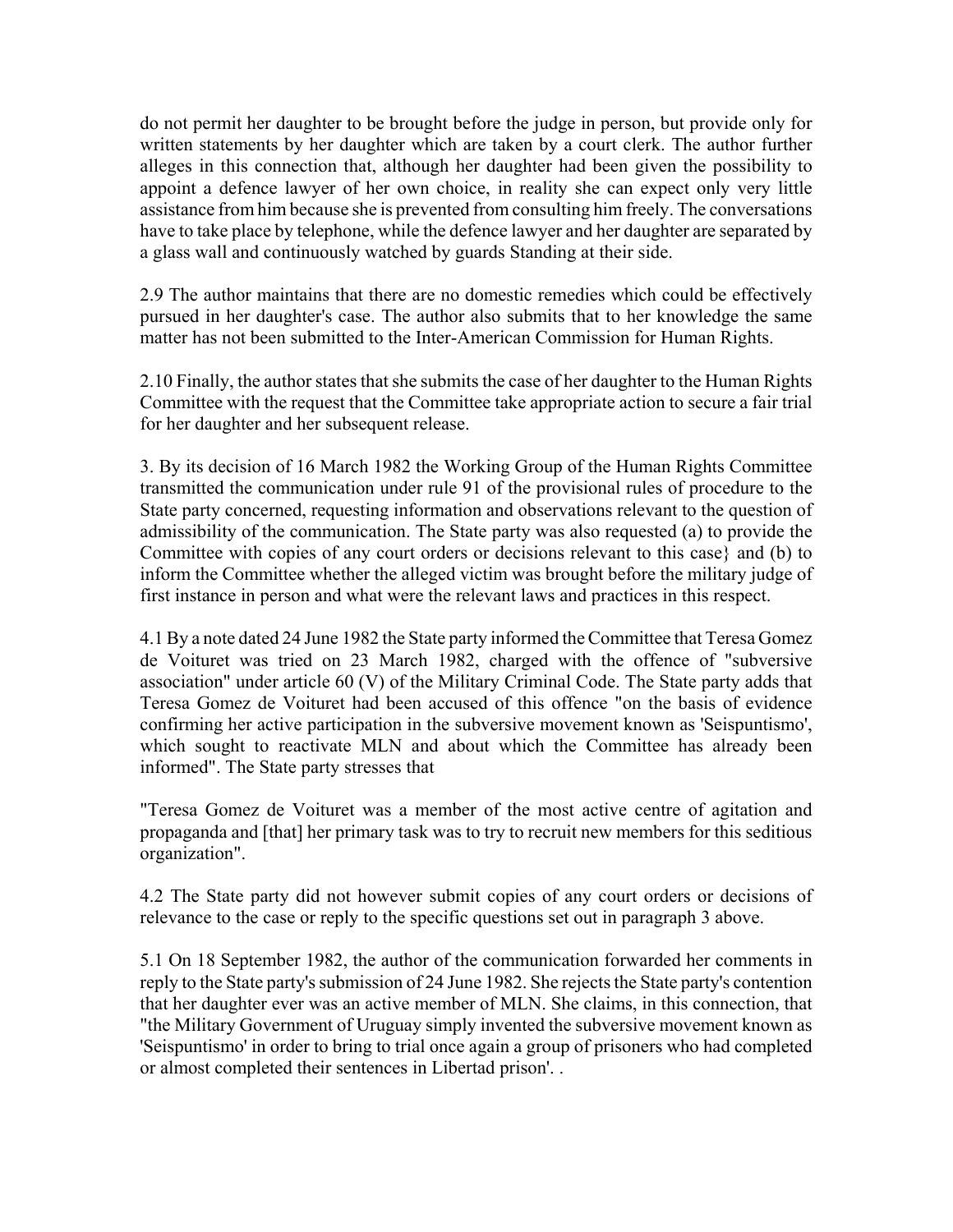do not permit her daughter to be brought before the judge in person, but provide only for written statements by her daughter which are taken by a court clerk. The author further alleges in this connection that, although her daughter had been given the possibility to appoint a defence lawyer of her own choice, in reality she can expect only very little assistance from him because she is prevented from consulting him freely. The conversations have to take place by telephone, while the defence lawyer and her daughter are separated by a glass wall and continuously watched by guards Standing at their side.

2.9 The author maintains that there are no domestic remedies which could be effectively pursued in her daughter's case. The author also submits that to her knowledge the same matter has not been submitted to the Inter-American Commission for Human Rights.

2.10 Finally, the author states that she submits the case of her daughter to the Human Rights Committee with the request that the Committee take appropriate action to secure a fair trial for her daughter and her subsequent release.

3. By its decision of 16 March 1982 the Working Group of the Human Rights Committee transmitted the communication under rule 91 of the provisional rules of procedure to the State party concerned, requesting information and observations relevant to the question of admissibility of the communication. The State party was also requested (a) to provide the Committee with copies of any court orders or decisions relevant to this case} and (b) to inform the Committee whether the alleged victim was brought before the military judge of first instance in person and what were the relevant laws and practices in this respect.

4.1 By a note dated 24 June 1982 the State party informed the Committee that Teresa Gomez de Voituret was tried on 23 March 1982, charged with the offence of "subversive association" under article 60 (V) of the Military Criminal Code. The State party adds that Teresa Gomez de Voituret had been accused of this offence "on the basis of evidence confirming her active participation in the subversive movement known as 'Seispuntismo', which sought to reactivate MLN and about which the Committee has already been informed". The State party stresses that

"Teresa Gomez de Voituret was a member of the most active centre of agitation and propaganda and [that] her primary task was to try to recruit new members for this seditious organization".

4.2 The State party did not however submit copies of any court orders or decisions of relevance to the case or reply to the specific questions set out in paragraph 3 above.

5.1 On 18 September 1982, the author of the communication forwarded her comments in reply to the State party's submission of 24 June 1982. She rejects the State party's contention that her daughter ever was an active member of MLN. She claims, in this connection, that "the Military Government of Uruguay simply invented the subversive movement known as 'Seispuntismo' in order to bring to trial once again a group of prisoners who had completed or almost completed their sentences in Libertad prison'. .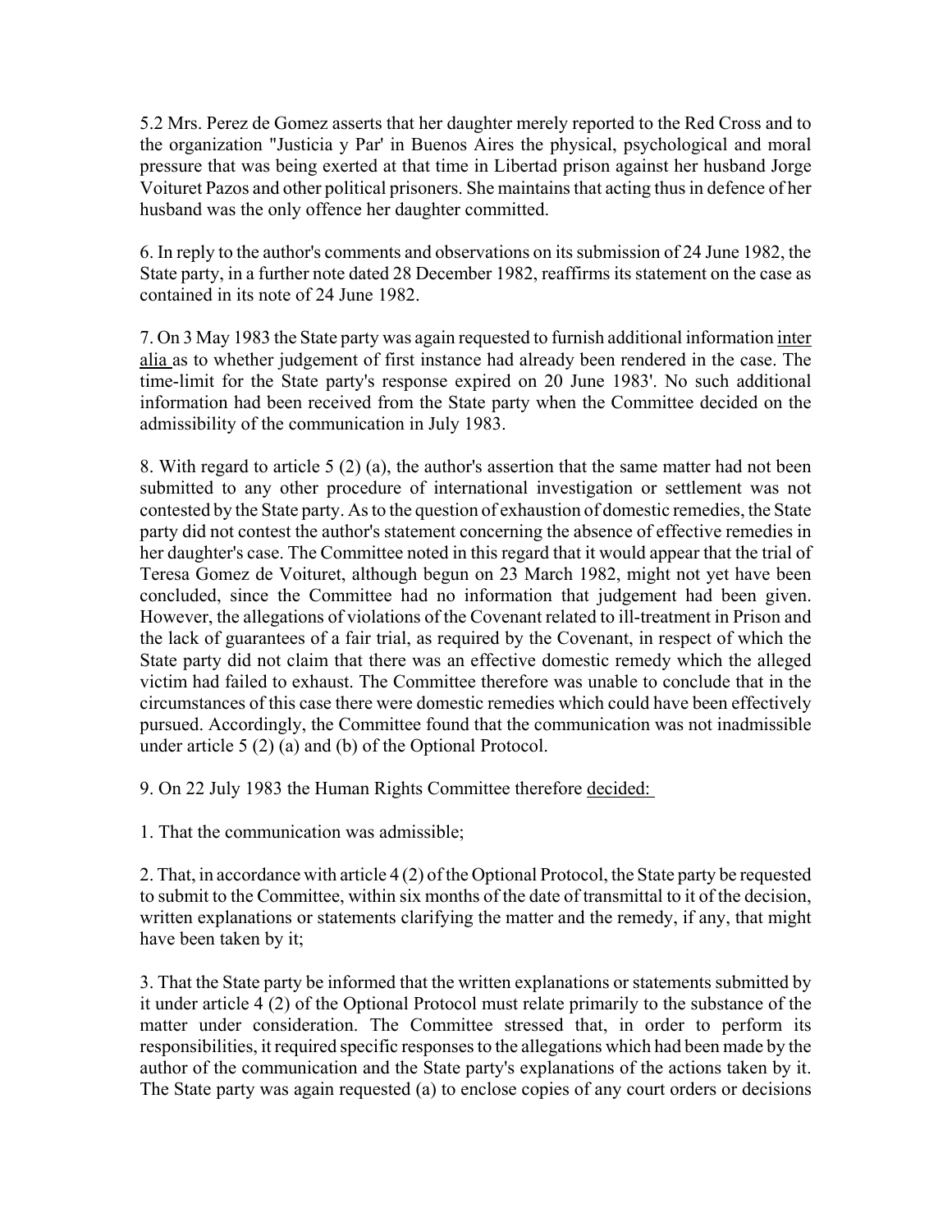5.2 Mrs. Perez de Gomez asserts that her daughter merely reported to the Red Cross and to the organization "Justicia y Par' in Buenos Aires the physical, psychological and moral pressure that was being exerted at that time in Libertad prison against her husband Jorge Voituret Pazos and other political prisoners. She maintains that acting thus in defence of her husband was the only offence her daughter committed.

6. In reply to the author's comments and observations on its submission of 24 June 1982, the State party, in a further note dated 28 December 1982, reaffirms its statement on the case as contained in its note of 24 June 1982.

7. On 3 May 1983 the State party was again requested to furnish additional information inter alia as to whether judgement of first instance had already been rendered in the case. The time-limit for the State party's response expired on 20 June 1983'. No such additional information had been received from the State party when the Committee decided on the admissibility of the communication in July 1983.

8. With regard to article 5 (2) (a), the author's assertion that the same matter had not been submitted to any other procedure of international investigation or settlement was not contested by the State party. As to the question of exhaustion of domestic remedies, the State party did not contest the author's statement concerning the absence of effective remedies in her daughter's case. The Committee noted in this regard that it would appear that the trial of Teresa Gomez de Voituret, although begun on 23 March 1982, might not yet have been concluded, since the Committee had no information that judgement had been given. However, the allegations of violations of the Covenant related to ill-treatment in Prison and the lack of guarantees of a fair trial, as required by the Covenant, in respect of which the State party did not claim that there was an effective domestic remedy which the alleged victim had failed to exhaust. The Committee therefore was unable to conclude that in the circumstances of this case there were domestic remedies which could have been effectively pursued. Accordingly, the Committee found that the communication was not inadmissible under article 5 (2) (a) and (b) of the Optional Protocol.

9. On 22 July 1983 the Human Rights Committee therefore decided:

1. That the communication was admissible;

2. That, in accordance with article 4 (2) of the Optional Protocol, the State party be requested to submit to the Committee, within six months of the date of transmittal to it of the decision, written explanations or statements clarifying the matter and the remedy, if any, that might have been taken by it;

3. That the State party be informed that the written explanations or statements submitted by it under article 4 (2) of the Optional Protocol must relate primarily to the substance of the matter under consideration. The Committee stressed that, in order to perform its responsibilities, it required specific responses to the allegations which had been made by the author of the communication and the State party's explanations of the actions taken by it. The State party was again requested (a) to enclose copies of any court orders or decisions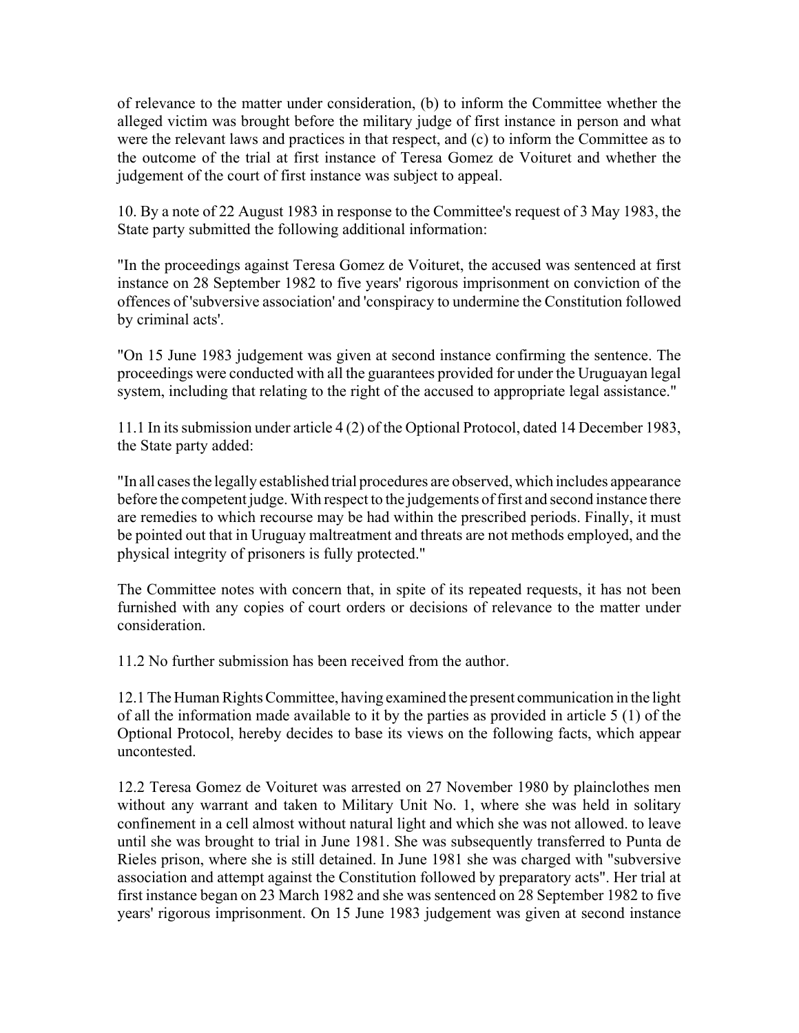of relevance to the matter under consideration, (b) to inform the Committee whether the alleged victim was brought before the military judge of first instance in person and what were the relevant laws and practices in that respect, and (c) to inform the Committee as to the outcome of the trial at first instance of Teresa Gomez de Voituret and whether the judgement of the court of first instance was subject to appeal.

10. By a note of 22 August 1983 in response to the Committee's request of 3 May 1983, the State party submitted the following additional information:

"In the proceedings against Teresa Gomez de Voituret, the accused was sentenced at first instance on 28 September 1982 to five years' rigorous imprisonment on conviction of the offences of 'subversive association' and 'conspiracy to undermine the Constitution followed by criminal acts'.

"On 15 June 1983 judgement was given at second instance confirming the sentence. The proceedings were conducted with all the guarantees provided for under the Uruguayan legal system, including that relating to the right of the accused to appropriate legal assistance."

11.1 In its submission under article 4 (2) of the Optional Protocol, dated 14 December 1983, the State party added:

"In all cases the legally established trial procedures are observed, which includes appearance before the competent judge. With respect to the judgements of first and second instance there are remedies to which recourse may be had within the prescribed periods. Finally, it must be pointed out that in Uruguay maltreatment and threats are not methods employed, and the physical integrity of prisoners is fully protected."

The Committee notes with concern that, in spite of its repeated requests, it has not been furnished with any copies of court orders or decisions of relevance to the matter under consideration.

11.2 No further submission has been received from the author.

12.1 The Human Rights Committee, having examined the present communication in the light of all the information made available to it by the parties as provided in article 5 (1) of the Optional Protocol, hereby decides to base its views on the following facts, which appear uncontested.

12.2 Teresa Gomez de Voituret was arrested on 27 November 1980 by plainclothes men without any warrant and taken to Military Unit No. 1, where she was held in solitary confinement in a cell almost without natural light and which she was not allowed. to leave until she was brought to trial in June 1981. She was subsequently transferred to Punta de Rieles prison, where she is still detained. In June 1981 she was charged with "subversive association and attempt against the Constitution followed by preparatory acts". Her trial at first instance began on 23 March 1982 and she was sentenced on 28 September 1982 to five years' rigorous imprisonment. On 15 June 1983 judgement was given at second instance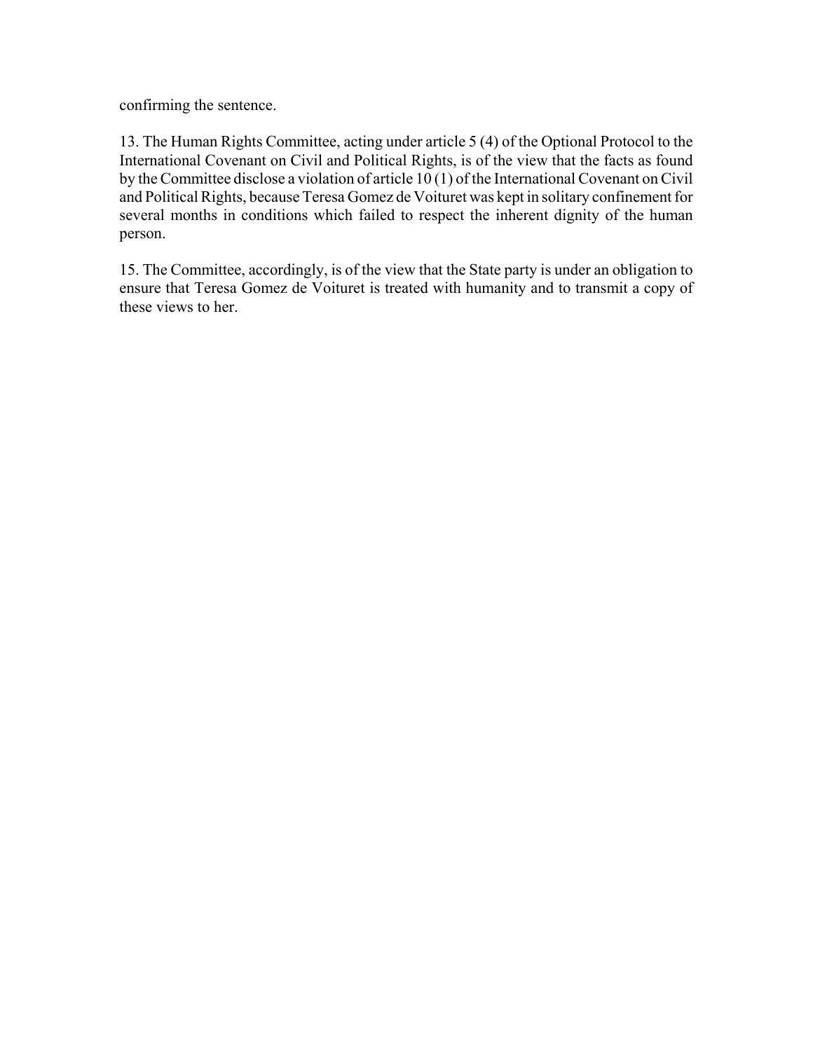confirming the sentence.

13. The Human Rights Committee, acting under article 5 (4) of the Optional Protocol to the International Covenant on Civil and Political Rights, is of the view that the facts as found by the Committee disclose a violation of article 10 (1) of the International Covenant on Civil and Political Rights, because Teresa Gomez de Voituret was kept in solitary confinement for several months in conditions which failed to respect the inherent dignity of the human person.

15. The Committee, accordingly, is of the view that the State party is under an obligation to ensure that Teresa Gomez de Voituret is treated with humanity and to transmit a copy of these views to her.